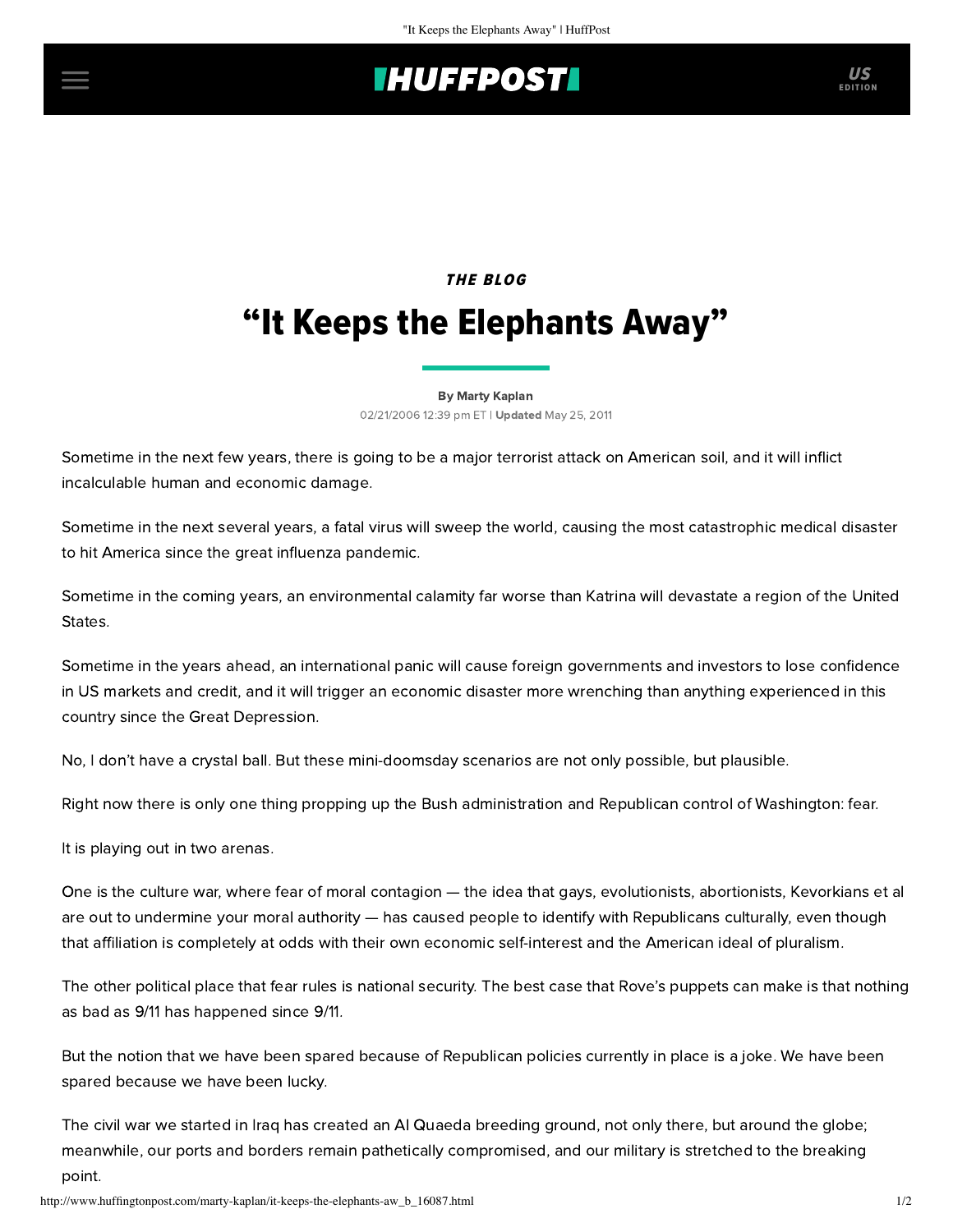*THE BLOG*

# "It Keeps the Elephants Away"

By Marty Kaplan

02/21/2006 12:39 pm ET | **Updated** May 25, 2011

Sometime in the next few years, there is going to be a major terrorist attack on American soil, and it will inflict incalculable human and economic damage.

Sometime in the next several years, a fatal virus will sweep the world, causing the most catastrophic medical disaster to hit America since the great influenza pandemic.

Sometime in the coming years, an environmental calamity far worse than Katrina will devastate a region of the United States.

Sometime in the years ahead, an international panic will cause foreign governments and investors to lose confidence in US markets and credit, and it will trigger an economic disaster more wrenching than anything experienced in this country since the Great Depression.

No, I don't have a crystal ball. But these mini-doomsday scenarios are not only possible, but plausible.

Right now there is only one thing propping up the Bush administration and Republican control of Washington: fear.

It is playing out in two arenas.

One is the culture war, where fear of moral contagion — the idea that gays, evolutionists, abortionists, Kevorkians et al are out to undermine your moral authority — has caused people to identify with Republicans culturally, even though that affiliation is completely at odds with their own economic self-interest and the American ideal of pluralism.

The other political place that fear rules is national security. The best case that Rove's puppets can make is that nothing as bad as 9/11 has happened since 9/11.

But the notion that we have been spared because of Republican policies currently in place is a joke. We have been spared because we have been lucky.

The civil war we started in Iraq has created an Al Quaeda breeding ground, not only there, but around the globe; meanwhile, our ports and borders remain pathetically compromised, and our military is stretched to the breaking point.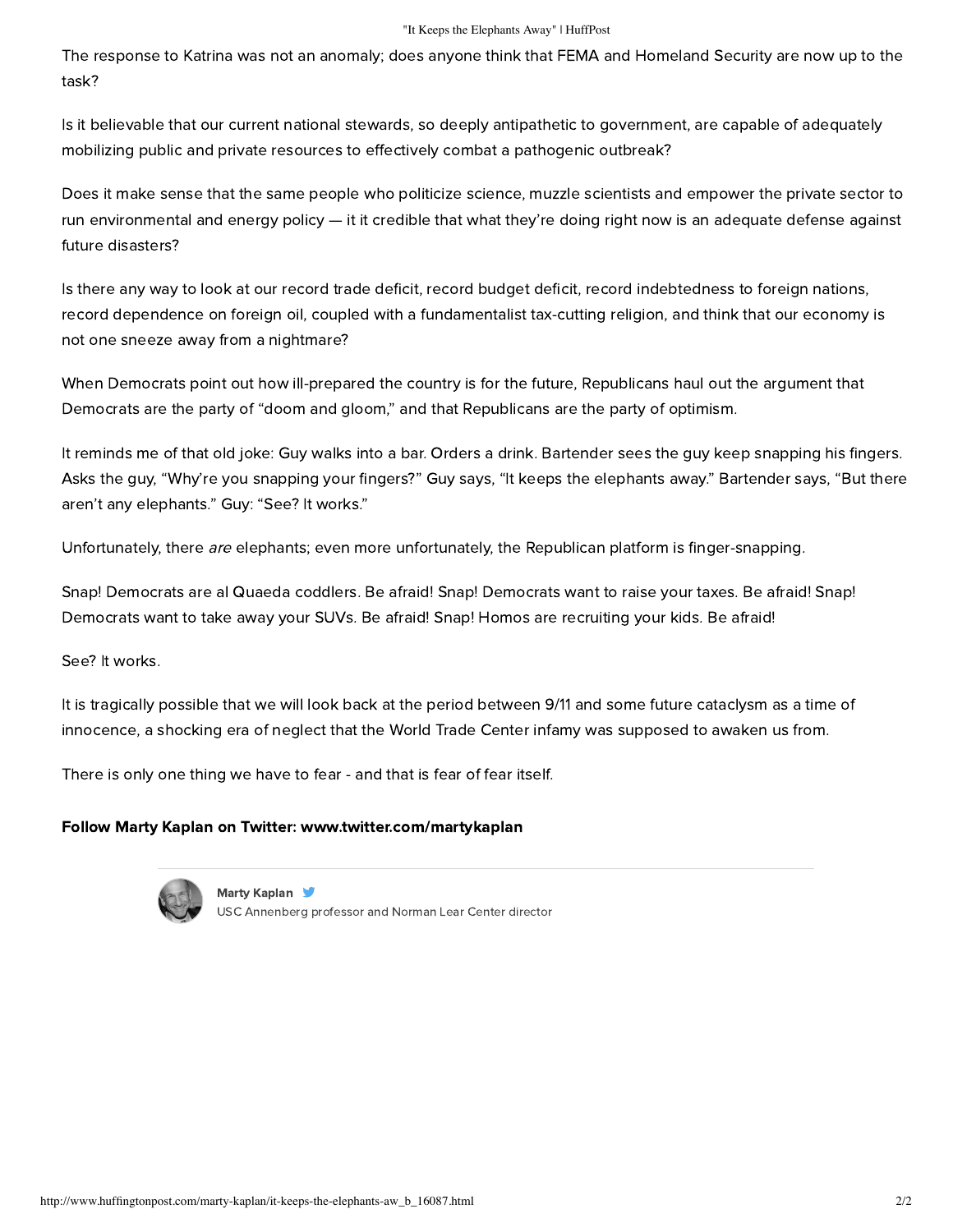The response to Katrina was not an anomaly; does anyone think that FEMA and Homeland Security are now up to the task?

Is it believable that our current national stewards, so deeply antipathetic to government, are capable of adequately mobilizing public and private resources to effectively combat a pathogenic outbreak?

Does it make sense that the same people who politicize science, muzzle scientists and empower the private sector to run environmental and energy policy — it it credible that what they're doing right now is an adequate defense against future disasters?

Is there any way to look at our record trade deficit, record budget deficit, record indebtedness to foreign nations, record dependence on foreign oil, coupled with a fundamentalist tax-cutting religion, and think that our economy is not one sneeze away from a nightmare?

When Democrats point out how ill-prepared the country is for the future, Republicans haul out the argument that Democrats are the party of "doom and gloom," and that Republicans are the party of optimism.

It reminds me of that old joke: Guy walks into a bar. Orders a drink. Bartender sees the guy keep snapping his fingers. Asks the guy, "Why're you snapping your fingers?" Guy says, "It keeps the elephants away." Bartender says, "But there aren't any elephants." Guy: "See? It works."

Unfortunately, there *are* elephants; even more unfortunately, the Republican platform is finger-snapping.

Snap! Democrats are al Quaeda coddlers. Be afraid! Snap! Democrats want to raise your taxes. Be afraid! Snap! Democrats want to take away your SUVs. Be afraid! Snap! Homos are recruiting your kids. Be afraid!

See? It works.

It is tragically possible that we will look back at the period between 9/11 and some future cataclysm as a time of innocence, a shocking era of neglect that the World Trade Center infamy was supposed to awaken us from.

There is only one thing we have to fear - and that is fear of fear itself.

**Follow Marty Kaplan on Twitter: www.twitter.com/martykaplan**

**Marty Kaplan**
USC Annenberg professor and Norman Lear Center director